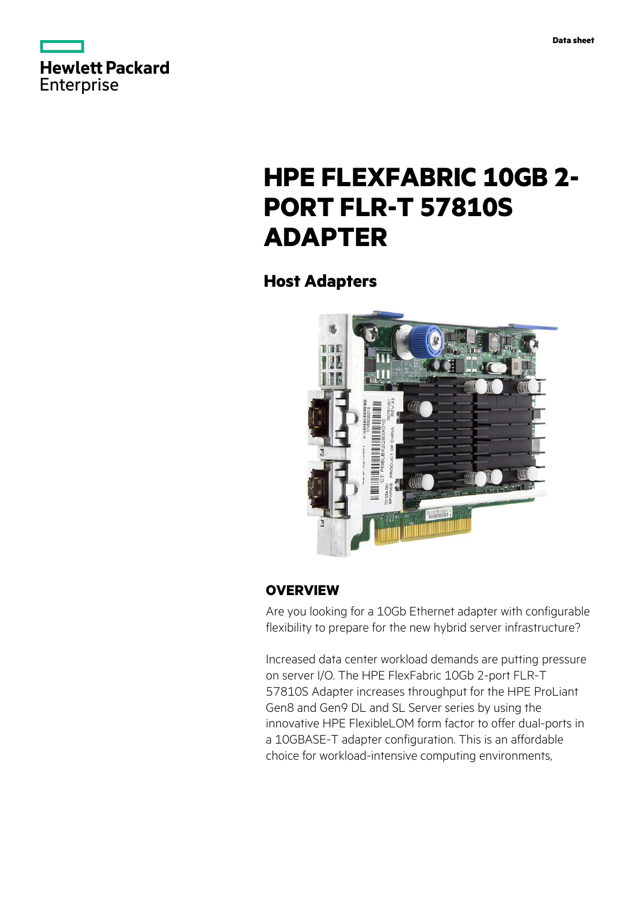Hewlett Packard Enterprise

Data sheet

# HPE FLEXFABRIC 10GB 2-PORT FLR-T 57810S ADAPTER

## Host Adapters

### OVERVIEW

Are you looking for a 10Gb Ethernet adapter with configurable flexibility to prepare for the new hybrid server infrastructure?

Increased data center workload demands are putting pressure on server I/O. The HPE FlexFabric 10Gb 2-port FLR-T 57810S Adapter increases throughput for the HPE ProLiant Gen8 and Gen9 DL and SL Server series by using the innovative HPE FlexibleLOM form factor to offer dual-ports in a 10GBASE-T adapter configuration. This is an affordable choice for workload-intensive computing environments,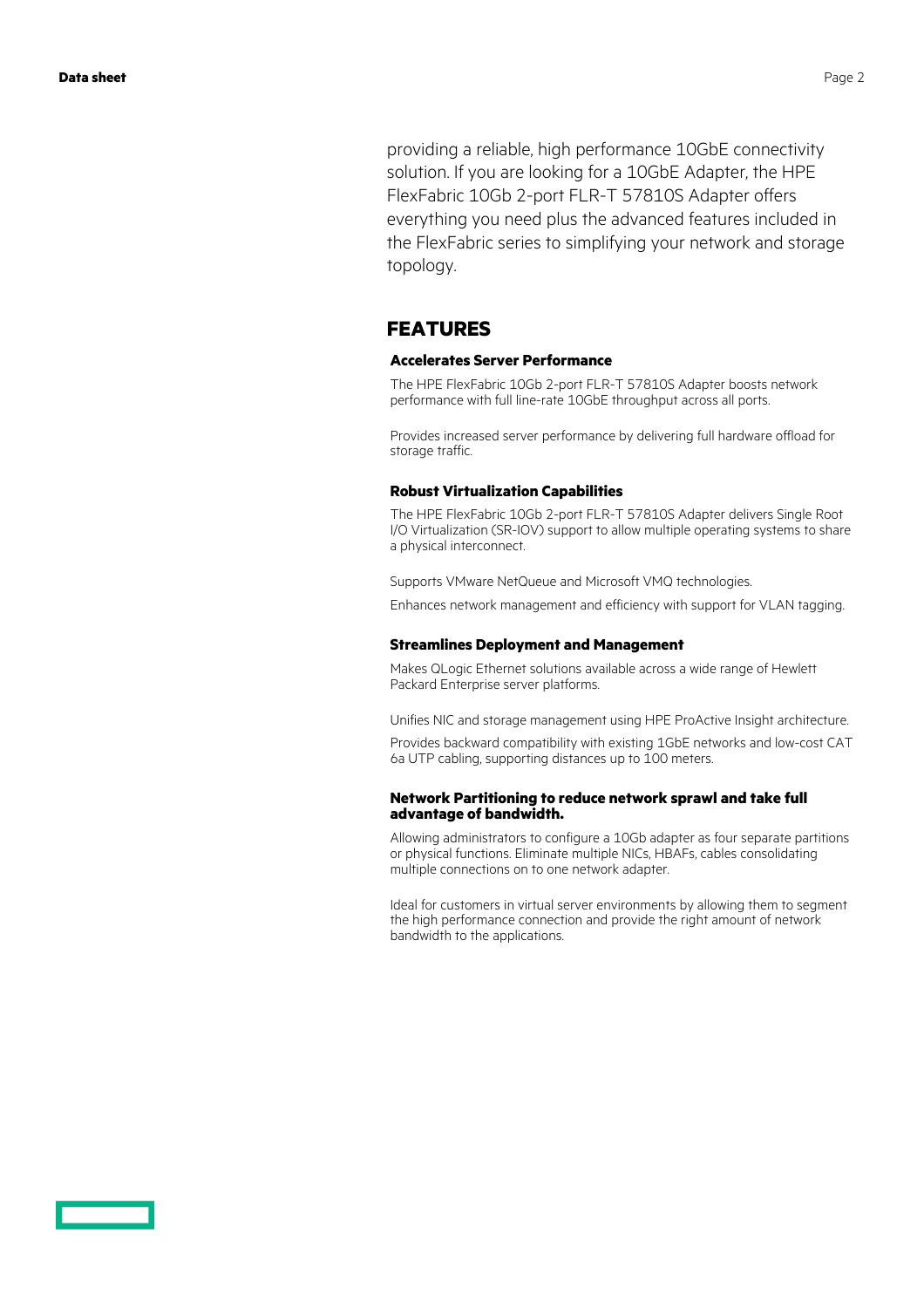providing a reliable, high performance 10GbE connectivity solution. If you are looking for a 10GbE Adapter, the HPE FlexFabric 10Gb 2-port FLR-T 57810S Adapter offers everything you need plus the advanced features included in the FlexFabric series to simplifying your network and storage topology.

## FEATURES

### Accelerates Server Performance

The HPE FlexFabric 10Gb 2-port FLR-T 57810S Adapter boosts network performance with full line-rate 10GbE throughput across all ports.

Provides increased server performance by delivering full hardware offload for storage traffic.

### Robust Virtualization Capabilities

The HPE FlexFabric 10Gb 2-port FLR-T 57810S Adapter delivers Single Root I/O Virtualization (SR-IOV) support to allow multiple operating systems to share a physical interconnect.

Supports VMware NetQueue and Microsoft VMQ technologies.

Enhances network management and efficiency with support for VLAN tagging.

### Streamlines Deployment and Management

Makes QLogic Ethernet solutions available across a wide range of Hewlett Packard Enterprise server platforms.

Unifies NIC and storage management using HPE ProActive Insight architecture.

Provides backward compatibility with existing 1GbE networks and low-cost CAT 6a UTP cabling, supporting distances up to 100 meters.

### Network Partitioning to reduce network sprawl and take full advantage of bandwidth.

Allowing administrators to configure a 10Gb adapter as four separate partitions or physical functions. Eliminate multiple NICs, HBAFs, cables consolidating multiple connections on to one network adapter.

Ideal for customers in virtual server environments by allowing them to segment the high performance connection and provide the right amount of network bandwidth to the applications.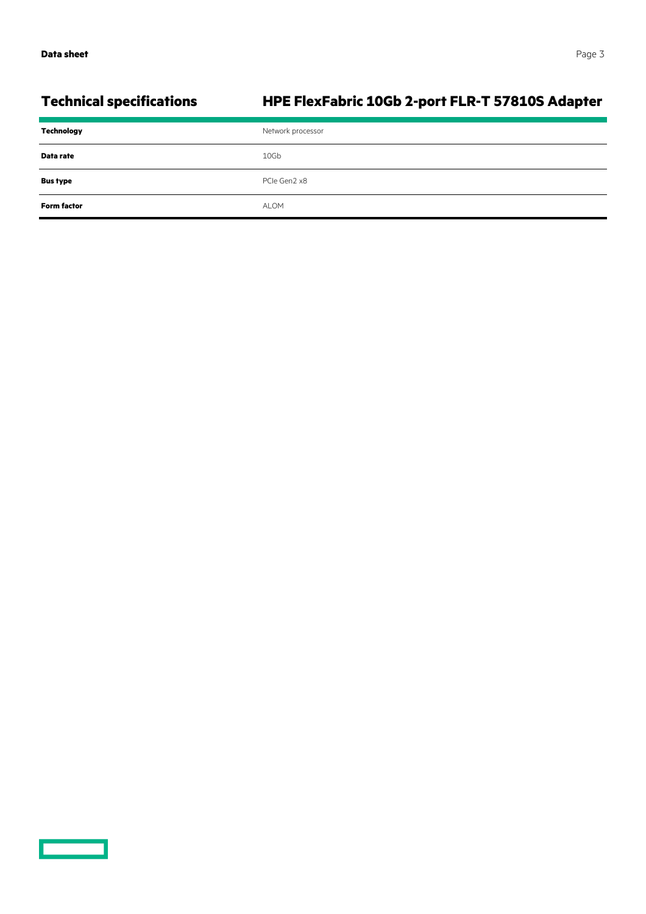## Technical specifications

## HPE FlexFabric 10Gb 2-port FLR-T 57810S Adapter

| | |
|---|---|
| **Technology** | Network processor |
| **Data rate** | 10Gb |
| **Bus type** | PCIe Gen2 x8 |
| **Form factor** | ALOM |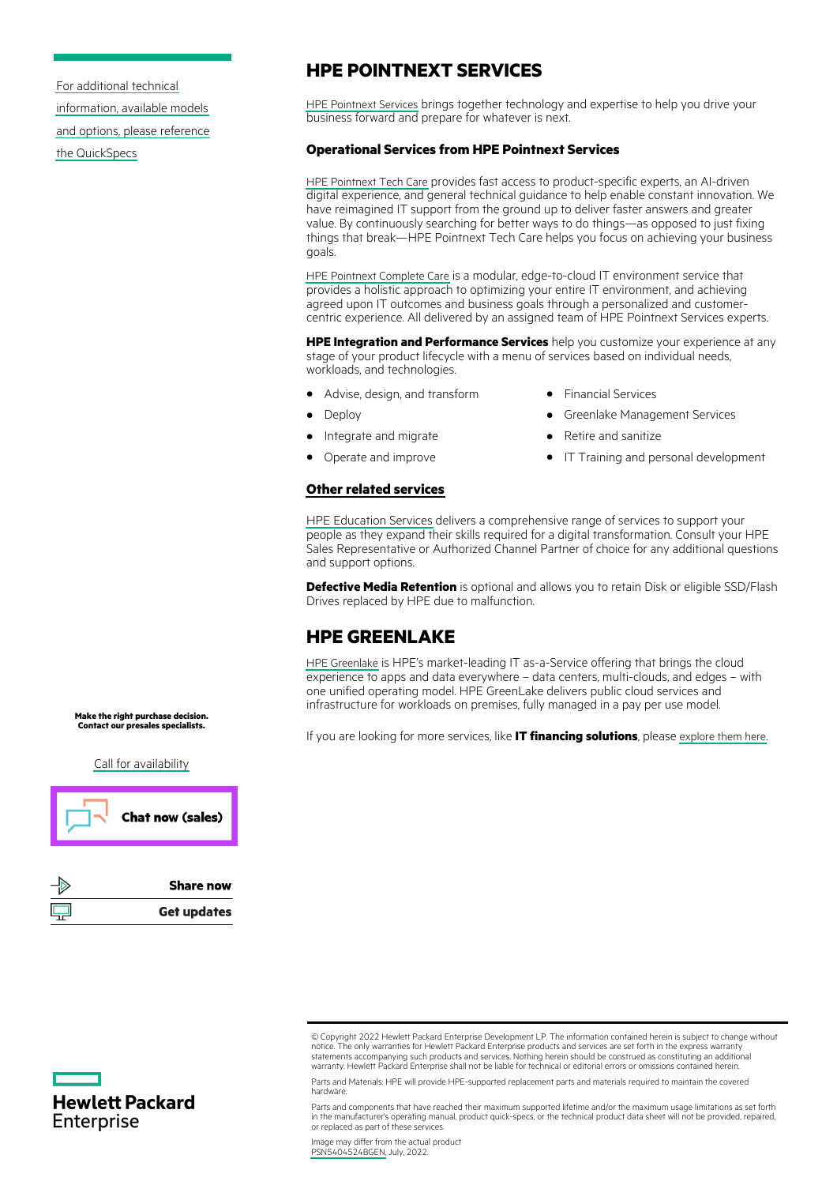For additional technical information, available models and options, please reference the QuickSpecs

## HPE POINTNEXT SERVICES

HPE Pointnext Services brings together technology and expertise to help you drive your business forward and prepare for whatever is next.

### Operational Services from HPE Pointnext Services

HPE Pointnext Tech Care provides fast access to product-specific experts, an AI-driven digital experience, and general technical guidance to help enable constant innovation. We have reimagined IT support from the ground up to deliver faster answers and greater value. By continuously searching for better ways to do things—as opposed to just fixing things that break—HPE Pointnext Tech Care helps you focus on achieving your business goals.

HPE Pointnext Complete Care is a modular, edge-to-cloud IT environment service that provides a holistic approach to optimizing your entire IT environment, and achieving agreed upon IT outcomes and business goals through a personalized and customer-centric experience. All delivered by an assigned team of HPE Pointnext Services experts.

**HPE Integration and Performance Services** help you customize your experience at any stage of your product lifecycle with a menu of services based on individual needs, workloads, and technologies.

- Advise, design, and transform
- Deploy
- Integrate and migrate
- Operate and improve
- Financial Services
- Greenlake Management Services
- Retire and sanitize
- IT Training and personal development

### Other related services

HPE Education Services delivers a comprehensive range of services to support your people as they expand their skills required for a digital transformation. Consult your HPE Sales Representative or Authorized Channel Partner of choice for any additional questions and support options.

**Defective Media Retention** is optional and allows you to retain Disk or eligible SSD/Flash Drives replaced by HPE due to malfunction.

## HPE GREENLAKE

HPE Greenlake is HPE's market-leading IT as-a-Service offering that brings the cloud experience to apps and data everywhere – data centers, multi-clouds, and edges – with one unified operating model. HPE GreenLake delivers public cloud services and infrastructure for workloads on premises, fully managed in a pay per use model.

If you are looking for more services, like **IT financing solutions**, please explore them here.

**Make the right purchase decision. Contact our presales specialists.**

Call for availability

**Chat now (sales)**

**Share now**

**Get updates**

© Copyright 2022 Hewlett Packard Enterprise Development LP. The information contained herein is subject to change without notice. The only warranties for Hewlett Packard Enterprise products and services are set forth in the express warranty statements accompanying such products and services. Nothing herein should be construed as constituting an additional warranty. Hewlett Packard Enterprise shall not be liable for technical or editorial errors or omissions contained herein.

Parts and Materials: HPE will provide HPE-supported replacement parts and materials required to maintain the covered hardware.

Parts and components that have reached their maximum supported lifetime and/or the maximum usage limitations as set forth in the manufacturer's operating manual, product quick-specs, or the technical product data sheet will not be provided, repaired, or replaced as part of these services.

Image may differ from the actual product

PSN5404524BGEN, July, 2022.

**Hewlett Packard**
Enterprise